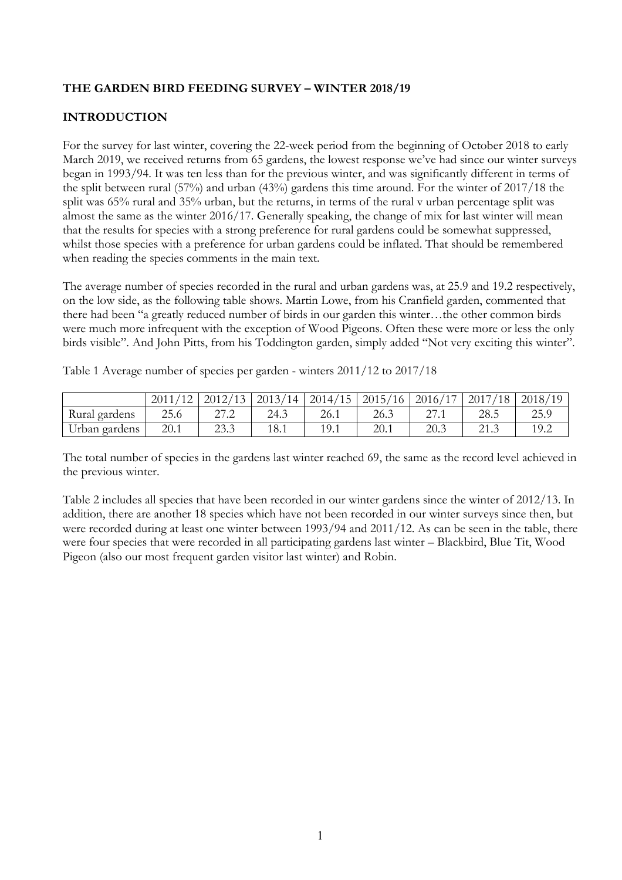## THE GARDEN BIRD FEEDING SURVEY – WINTER 2018/19

## INTRODUCTION

For the survey for last winter, covering the 22-week period from the beginning of October 2018 to early March 2019, we received returns from 65 gardens, the lowest response we've had since our winter surveys began in 1993/94. It was ten less than for the previous winter, and was significantly different in terms of the split between rural (57%) and urban (43%) gardens this time around. For the winter of 2017/18 the split was 65% rural and 35% urban, but the returns, in terms of the rural v urban percentage split was almost the same as the winter 2016/17. Generally speaking, the change of mix for last winter will mean that the results for species with a strong preference for rural gardens could be somewhat suppressed, whilst those species with a preference for urban gardens could be inflated. That should be remembered when reading the species comments in the main text.

The average number of species recorded in the rural and urban gardens was, at 25.9 and 19.2 respectively, on the low side, as the following table shows. Martin Lowe, from his Cranfield garden, commented that there had been "a greatly reduced number of birds in our garden this winter…the other common birds were much more infrequent with the exception of Wood Pigeons. Often these were more or less the only birds visible". And John Pitts, from his Toddington garden, simply added "Not very exciting this winter".

Table 1 Average number of species per garden - winters 2011/12 to 2017/18

| | 2011/12 | 2012/13 | 2013/14 | 2014/15 | 2015/16 | 2016/17 | 2017/18 | 2018/19 |
|---|---|---|---|---|---|---|---|---|
| Rural gardens | 25.6 | 27.2 | 24.3 | 26.1 | 26.3 | 27.1 | 28.5 | 25.9 |
| Urban gardens | 20.1 | 23.3 | 18.1 | 19.1 | 20.1 | 20.3 | 21.3 | 19.2 |

The total number of species in the gardens last winter reached 69, the same as the record level achieved in the previous winter.

Table 2 includes all species that have been recorded in our winter gardens since the winter of 2012/13. In addition, there are another 18 species which have not been recorded in our winter surveys since then, but were recorded during at least one winter between 1993/94 and 2011/12. As can be seen in the table, there were four species that were recorded in all participating gardens last winter – Blackbird, Blue Tit, Wood Pigeon (also our most frequent garden visitor last winter) and Robin.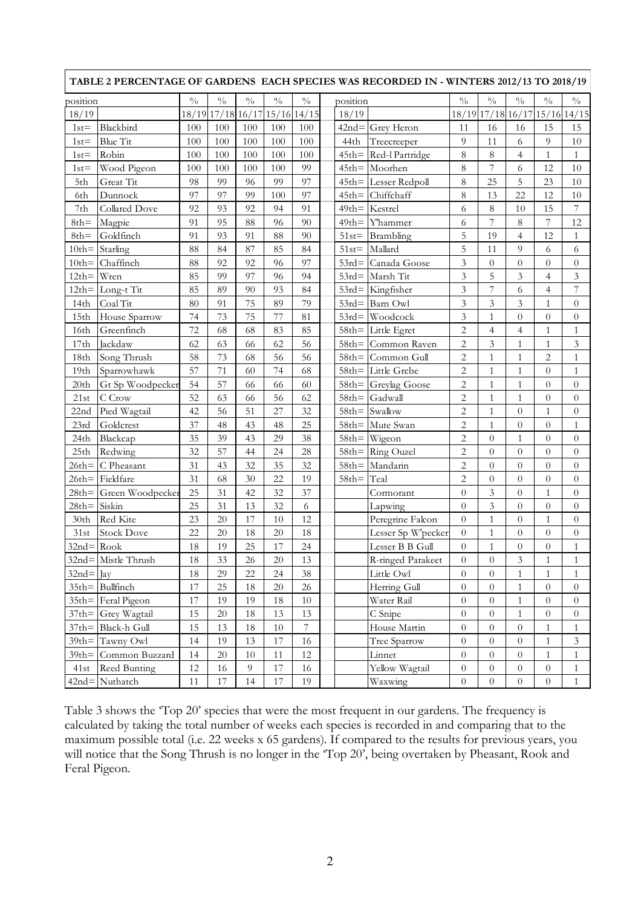**TABLE 2 PERCENTAGE OF GARDENS EACH SPECIES WAS RECORDED IN - WINTERS 2012/13 TO 2018/19**

| position | | % | % | % | % | % | | position | | % | % | % | % | % |
|---|---|---|---|---|---|---|---|---|---|---|---|---|---|---|
| 18/19 | | 18/19 | 17/18 | 16/17 | 15/16 | 14/15 | | 18/19 | | 18/19 | 17/18 | 16/17 | 15/16 | 14/15 |
| 1st= | Blackbird | 100 | 100 | 100 | 100 | 100 | | 42nd= | Grey Heron | 11 | 16 | 16 | 15 | 15 |
| 1st= | Blue Tit | 100 | 100 | 100 | 100 | 100 | | 44th | Treecreeper | 9 | 11 | 6 | 9 | 10 |
| 1st= | Robin | 100 | 100 | 100 | 100 | 100 | | 45th= | Red-l Partridge | 8 | 8 | 4 | 1 | 1 |
| 1st= | Wood Pigeon | 100 | 100 | 100 | 100 | 99 | | 45th= | Moorhen | 8 | 7 | 6 | 12 | 10 |
| 5th | Great Tit | 98 | 99 | 96 | 99 | 97 | | 45th= | Lesser Redpoll | 8 | 25 | 5 | 23 | 10 |
| 6th | Dunnock | 97 | 97 | 99 | 100 | 97 | | 45th= | Chiffchaff | 8 | 13 | 22 | 12 | 10 |
| 7th | Collared Dove | 92 | 93 | 92 | 94 | 91 | | 49th= | Kestrel | 6 | 8 | 10 | 15 | 7 |
| 8th= | Magpie | 91 | 95 | 88 | 96 | 90 | | 49th= | Y'hammer | 6 | 7 | 8 | 7 | 12 |
| 8th= | Goldfinch | 91 | 93 | 91 | 88 | 90 | | 51st= | Brambling | 5 | 19 | 4 | 12 | 1 |
| 10th= | Starling | 88 | 84 | 87 | 85 | 84 | | 51st= | Mallard | 5 | 11 | 9 | 6 | 6 |
| 10th= | Chaffinch | 88 | 92 | 92 | 96 | 97 | | 53rd= | Canada Goose | 3 | 0 | 0 | 0 | 0 |
| 12th= | Wren | 85 | 99 | 97 | 96 | 94 | | 53rd= | Marsh Tit | 3 | 5 | 3 | 4 | 3 |
| 12th= | Long-t Tit | 85 | 89 | 90 | 93 | 84 | | 53rd= | Kingfisher | 3 | 7 | 6 | 4 | 7 |
| 14th | Coal Tit | 80 | 91 | 75 | 89 | 79 | | 53rd= | Barn Owl | 3 | 3 | 3 | 1 | 0 |
| 15th | House Sparrow | 74 | 73 | 75 | 77 | 81 | | 53rd= | Woodcock | 3 | 1 | 0 | 0 | 0 |
| 16th | Greenfinch | 72 | 68 | 68 | 83 | 85 | | 58th= | Little Egret | 2 | 4 | 4 | 1 | 1 |
| 17th | Jackdaw | 62 | 63 | 66 | 62 | 56 | | 58th= | Common Raven | 2 | 3 | 1 | 1 | 3 |
| 18th | Song Thrush | 58 | 73 | 68 | 56 | 56 | | 58th= | Common Gull | 2 | 1 | 1 | 2 | 1 |
| 19th | Sparrowhawk | 57 | 71 | 60 | 74 | 68 | | 58th= | Little Grebe | 2 | 1 | 1 | 0 | 1 |
| 20th | Gt Sp Woodpecker | 54 | 57 | 66 | 66 | 60 | | 58th= | Greylag Goose | 2 | 1 | 1 | 0 | 0 |
| 21st | C Crow | 52 | 63 | 66 | 56 | 62 | | 58th= | Gadwall | 2 | 1 | 1 | 0 | 0 |
| 22nd | Pied Wagtail | 42 | 56 | 51 | 27 | 32 | | 58th= | Swallow | 2 | 1 | 0 | 1 | 0 |
| 23rd | Goldcrest | 37 | 48 | 43 | 48 | 25 | | 58th= | Mute Swan | 2 | 1 | 0 | 0 | 1 |
| 24th | Blackcap | 35 | 39 | 43 | 29 | 38 | | 58th= | Wigeon | 2 | 0 | 1 | 0 | 0 |
| 25th | Redwing | 32 | 57 | 44 | 24 | 28 | | 58th= | Ring Ouzel | 2 | 0 | 0 | 0 | 0 |
| 26th= | C Pheasant | 31 | 43 | 32 | 35 | 32 | | 58th= | Mandarin | 2 | 0 | 0 | 0 | 0 |
| 26th= | Fieldfare | 31 | 68 | 30 | 22 | 19 | | 58th= | Teal | 2 | 0 | 0 | 0 | 0 |
| 28th= | Green Woodpecker | 25 | 31 | 42 | 32 | 37 | | | Cormorant | 0 | 3 | 0 | 1 | 0 |
| 28th= | Siskin | 25 | 31 | 13 | 32 | 6 | | | Lapwing | 0 | 3 | 0 | 0 | 0 |
| 30th | Red Kite | 23 | 20 | 17 | 10 | 12 | | | Peregrine Falcon | 0 | 1 | 0 | 1 | 0 |
| 31st | Stock Dove | 22 | 20 | 18 | 20 | 18 | | | Lesser Sp W'pecker | 0 | 1 | 0 | 0 | 0 |
| 32nd= | Rook | 18 | 19 | 25 | 17 | 24 | | | Lesser B B Gull | 0 | 1 | 0 | 0 | 1 |
| 32nd= | Mistle Thrush | 18 | 33 | 26 | 20 | 13 | | | R-ringed Parakeet | 0 | 0 | 3 | 1 | 1 |
| 32nd= | Jay | 18 | 29 | 22 | 24 | 38 | | | Little Owl | 0 | 0 | 1 | 1 | 1 |
| 35th= | Bullfinch | 17 | 25 | 18 | 20 | 26 | | | Herring Gull | 0 | 0 | 1 | 0 | 0 |
| 35th= | Feral Pigeon | 17 | 19 | 19 | 18 | 10 | | | Water Rail | 0 | 0 | 1 | 0 | 0 |
| 37th= | Grey Wagtail | 15 | 20 | 18 | 13 | 13 | | | C Snipe | 0 | 0 | 1 | 0 | 0 |
| 37th= | Black-h Gull | 15 | 13 | 18 | 10 | 7 | | | House Martin | 0 | 0 | 0 | 1 | 1 |
| 39th= | Tawny Owl | 14 | 19 | 13 | 17 | 16 | | | Tree Sparrow | 0 | 0 | 0 | 1 | 3 |
| 39th= | Common Buzzard | 14 | 20 | 10 | 11 | 12 | | | Linnet | 0 | 0 | 0 | 1 | 1 |
| 41st | Reed Bunting | 12 | 16 | 9 | 17 | 16 | | | Yellow Wagtail | 0 | 0 | 0 | 0 | 1 |
| 42nd= | Nuthatch | 11 | 17 | 14 | 17 | 19 | | | Waxwing | 0 | 0 | 0 | 0 | 1 |

Table 3 shows the 'Top 20' species that were the most frequent in our gardens. The frequency is calculated by taking the total number of weeks each species is recorded in and comparing that to the maximum possible total (i.e. 22 weeks x 65 gardens). If compared to the results for previous years, you will notice that the Song Thrush is no longer in the 'Top 20', being overtaken by Pheasant, Rook and Feral Pigeon.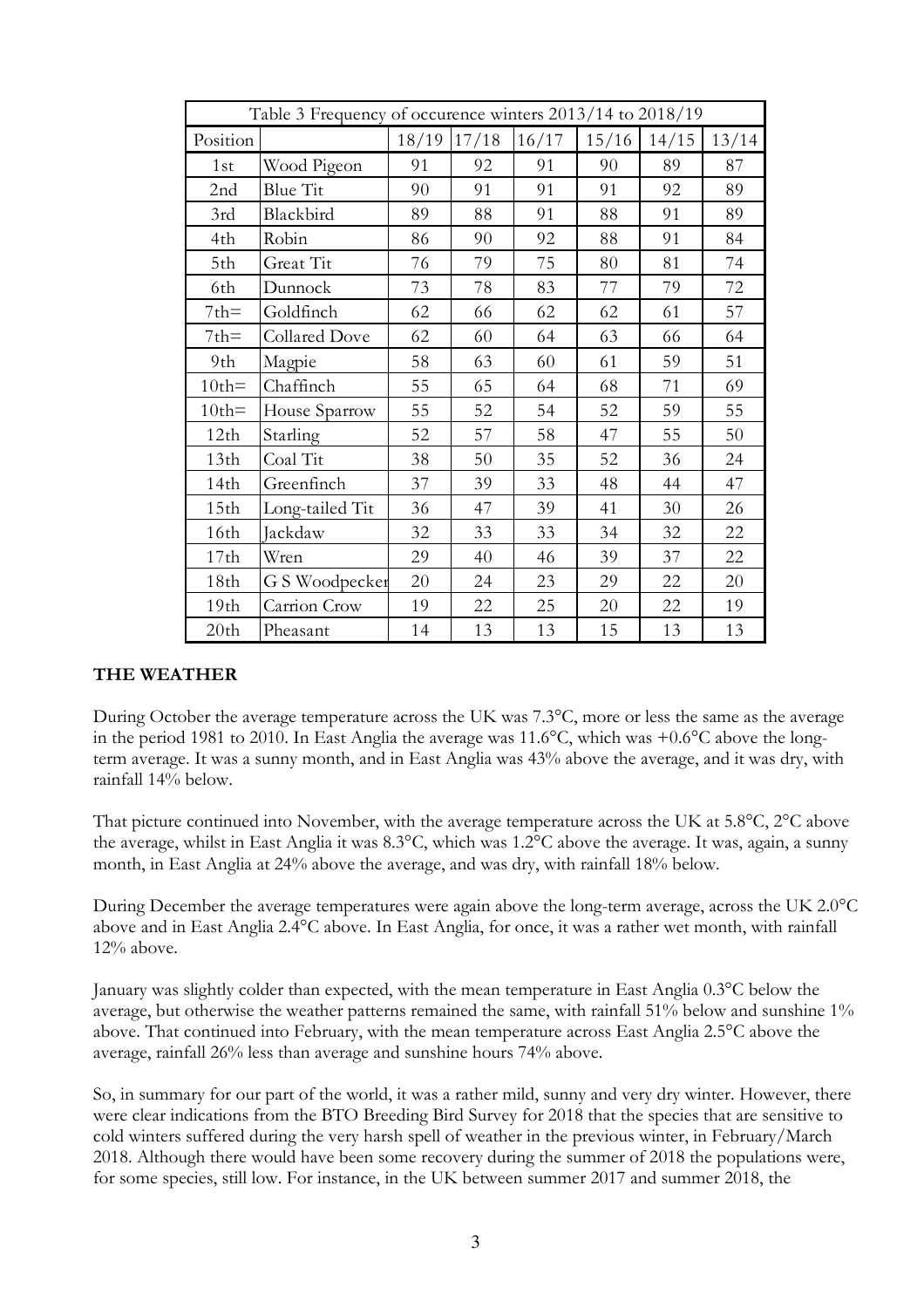| Table 3 Frequency of occurence winters 2013/14 to 2018/19 | | | | | | | |
|---|---|---|---|---|---|---|---|
| Position | | 18/19 | 17/18 | 16/17 | 15/16 | 14/15 | 13/14 |
| 1st | Wood Pigeon | 91 | 92 | 91 | 90 | 89 | 87 |
| 2nd | Blue Tit | 90 | 91 | 91 | 91 | 92 | 89 |
| 3rd | Blackbird | 89 | 88 | 91 | 88 | 91 | 89 |
| 4th | Robin | 86 | 90 | 92 | 88 | 91 | 84 |
| 5th | Great Tit | 76 | 79 | 75 | 80 | 81 | 74 |
| 6th | Dunnock | 73 | 78 | 83 | 77 | 79 | 72 |
| 7th= | Goldfinch | 62 | 66 | 62 | 62 | 61 | 57 |
| 7th= | Collared Dove | 62 | 60 | 64 | 63 | 66 | 64 |
| 9th | Magpie | 58 | 63 | 60 | 61 | 59 | 51 |
| 10th= | Chaffinch | 55 | 65 | 64 | 68 | 71 | 69 |
| 10th= | House Sparrow | 55 | 52 | 54 | 52 | 59 | 55 |
| 12th | Starling | 52 | 57 | 58 | 47 | 55 | 50 |
| 13th | Coal Tit | 38 | 50 | 35 | 52 | 36 | 24 |
| 14th | Greenfinch | 37 | 39 | 33 | 48 | 44 | 47 |
| 15th | Long-tailed Tit | 36 | 47 | 39 | 41 | 30 | 26 |
| 16th | Jackdaw | 32 | 33 | 33 | 34 | 32 | 22 |
| 17th | Wren | 29 | 40 | 46 | 39 | 37 | 22 |
| 18th | G S Woodpecker | 20 | 24 | 23 | 29 | 22 | 20 |
| 19th | Carrion Crow | 19 | 22 | 25 | 20 | 22 | 19 |
| 20th | Pheasant | 14 | 13 | 13 | 15 | 13 | 13 |

## THE WEATHER

During October the average temperature across the UK was 7.3°C, more or less the same as the average in the period 1981 to 2010. In East Anglia the average was 11.6°C, which was +0.6°C above the long-term average. It was a sunny month, and in East Anglia was 43% above the average, and it was dry, with rainfall 14% below.

That picture continued into November, with the average temperature across the UK at 5.8°C, 2°C above the average, whilst in East Anglia it was 8.3°C, which was 1.2°C above the average. It was, again, a sunny month, in East Anglia at 24% above the average, and was dry, with rainfall 18% below.

During December the average temperatures were again above the long-term average, across the UK 2.0°C above and in East Anglia 2.4°C above. In East Anglia, for once, it was a rather wet month, with rainfall 12% above.

January was slightly colder than expected, with the mean temperature in East Anglia 0.3°C below the average, but otherwise the weather patterns remained the same, with rainfall 51% below and sunshine 1% above. That continued into February, with the mean temperature across East Anglia 2.5°C above the average, rainfall 26% less than average and sunshine hours 74% above.

So, in summary for our part of the world, it was a rather mild, sunny and very dry winter. However, there were clear indications from the BTO Breeding Bird Survey for 2018 that the species that are sensitive to cold winters suffered during the very harsh spell of weather in the previous winter, in February/March 2018. Although there would have been some recovery during the summer of 2018 the populations were, for some species, still low. For instance, in the UK between summer 2017 and summer 2018, the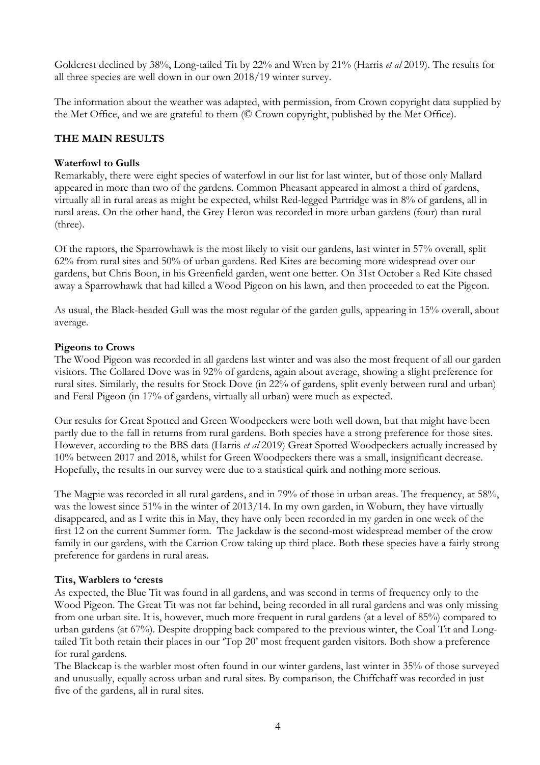Goldcrest declined by 38%, Long-tailed Tit by 22% and Wren by 21% (Harris *et al* 2019). The results for all three species are well down in our own 2018/19 winter survey.

The information about the weather was adapted, with permission, from Crown copyright data supplied by the Met Office, and we are grateful to them (© Crown copyright, published by the Met Office).

## THE MAIN RESULTS

### Waterfowl to Gulls

Remarkably, there were eight species of waterfowl in our list for last winter, but of those only Mallard appeared in more than two of the gardens. Common Pheasant appeared in almost a third of gardens, virtually all in rural areas as might be expected, whilst Red-legged Partridge was in 8% of gardens, all in rural areas. On the other hand, the Grey Heron was recorded in more urban gardens (four) than rural (three).

Of the raptors, the Sparrowhawk is the most likely to visit our gardens, last winter in 57% overall, split 62% from rural sites and 50% of urban gardens. Red Kites are becoming more widespread over our gardens, but Chris Boon, in his Greenfield garden, went one better. On 31st October a Red Kite chased away a Sparrowhawk that had killed a Wood Pigeon on his lawn, and then proceeded to eat the Pigeon.

As usual, the Black-headed Gull was the most regular of the garden gulls, appearing in 15% overall, about average.

### Pigeons to Crows

The Wood Pigeon was recorded in all gardens last winter and was also the most frequent of all our garden visitors. The Collared Dove was in 92% of gardens, again about average, showing a slight preference for rural sites. Similarly, the results for Stock Dove (in 22% of gardens, split evenly between rural and urban) and Feral Pigeon (in 17% of gardens, virtually all urban) were much as expected.

Our results for Great Spotted and Green Woodpeckers were both well down, but that might have been partly due to the fall in returns from rural gardens. Both species have a strong preference for those sites. However, according to the BBS data (Harris *et al* 2019) Great Spotted Woodpeckers actually increased by 10% between 2017 and 2018, whilst for Green Woodpeckers there was a small, insignificant decrease. Hopefully, the results in our survey were due to a statistical quirk and nothing more serious.

The Magpie was recorded in all rural gardens, and in 79% of those in urban areas. The frequency, at 58%, was the lowest since 51% in the winter of 2013/14. In my own garden, in Woburn, they have virtually disappeared, and as I write this in May, they have only been recorded in my garden in one week of the first 12 on the current Summer form. The Jackdaw is the second-most widespread member of the crow family in our gardens, with the Carrion Crow taking up third place. Both these species have a fairly strong preference for gardens in rural areas.

### Tits, Warblers to 'crests

As expected, the Blue Tit was found in all gardens, and was second in terms of frequency only to the Wood Pigeon. The Great Tit was not far behind, being recorded in all rural gardens and was only missing from one urban site. It is, however, much more frequent in rural gardens (at a level of 85%) compared to urban gardens (at 67%). Despite dropping back compared to the previous winter, the Coal Tit and Long-tailed Tit both retain their places in our 'Top 20' most frequent garden visitors. Both show a preference for rural gardens.

The Blackcap is the warbler most often found in our winter gardens, last winter in 35% of those surveyed and unusually, equally across urban and rural sites. By comparison, the Chiffchaff was recorded in just five of the gardens, all in rural sites.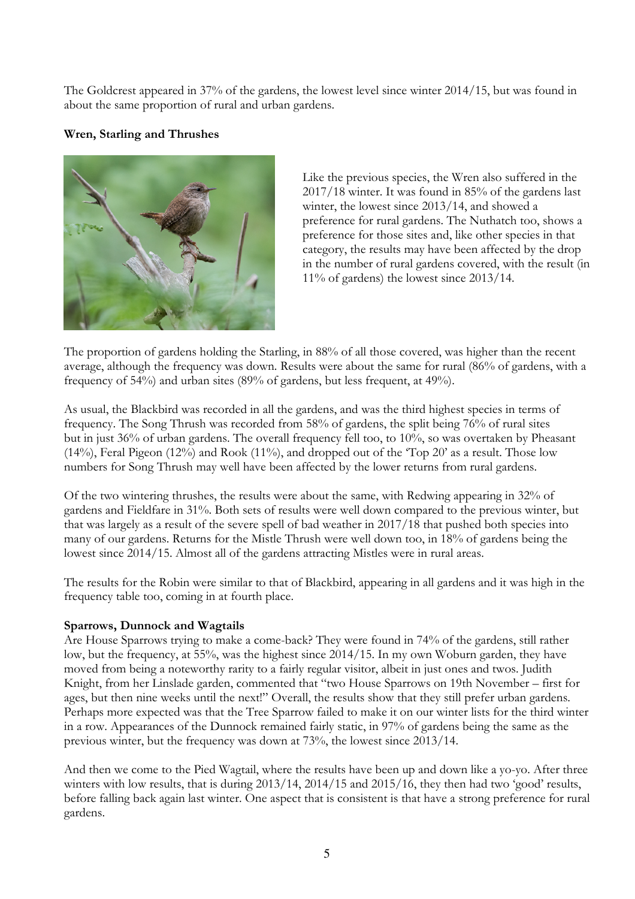The Goldcrest appeared in 37% of the gardens, the lowest level since winter 2014/15, but was found in about the same proportion of rural and urban gardens.

**Wren, Starling and Thrushes**

Like the previous species, the Wren also suffered in the 2017/18 winter. It was found in 85% of the gardens last winter, the lowest since 2013/14, and showed a preference for rural gardens. The Nuthatch too, shows a preference for those sites and, like other species in that category, the results may have been affected by the drop in the number of rural gardens covered, with the result (in 11% of gardens) the lowest since 2013/14.

The proportion of gardens holding the Starling, in 88% of all those covered, was higher than the recent average, although the frequency was down. Results were about the same for rural (86% of gardens, with a frequency of 54%) and urban sites (89% of gardens, but less frequent, at 49%).

As usual, the Blackbird was recorded in all the gardens, and was the third highest species in terms of frequency. The Song Thrush was recorded from 58% of gardens, the split being 76% of rural sites but in just 36% of urban gardens. The overall frequency fell too, to 10%, so was overtaken by Pheasant (14%), Feral Pigeon (12%) and Rook (11%), and dropped out of the 'Top 20' as a result. Those low numbers for Song Thrush may well have been affected by the lower returns from rural gardens.

Of the two wintering thrushes, the results were about the same, with Redwing appearing in 32% of gardens and Fieldfare in 31%. Both sets of results were well down compared to the previous winter, but that was largely as a result of the severe spell of bad weather in 2017/18 that pushed both species into many of our gardens. Returns for the Mistle Thrush were well down too, in 18% of gardens being the lowest since 2014/15. Almost all of the gardens attracting Mistles were in rural areas.

The results for the Robin were similar to that of Blackbird, appearing in all gardens and it was high in the frequency table too, coming in at fourth place.

**Sparrows, Dunnock and Wagtails**

Are House Sparrows trying to make a come-back? They were found in 74% of the gardens, still rather low, but the frequency, at 55%, was the highest since 2014/15. In my own Woburn garden, they have moved from being a noteworthy rarity to a fairly regular visitor, albeit in just ones and twos. Judith Knight, from her Linslade garden, commented that "two House Sparrows on 19th November – first for ages, but then nine weeks until the next!" Overall, the results show that they still prefer urban gardens. Perhaps more expected was that the Tree Sparrow failed to make it on our winter lists for the third winter in a row. Appearances of the Dunnock remained fairly static, in 97% of gardens being the same as the previous winter, but the frequency was down at 73%, the lowest since 2013/14.

And then we come to the Pied Wagtail, where the results have been up and down like a yo-yo. After three winters with low results, that is during 2013/14, 2014/15 and 2015/16, they then had two 'good' results, before falling back again last winter. One aspect that is consistent is that have a strong preference for rural gardens.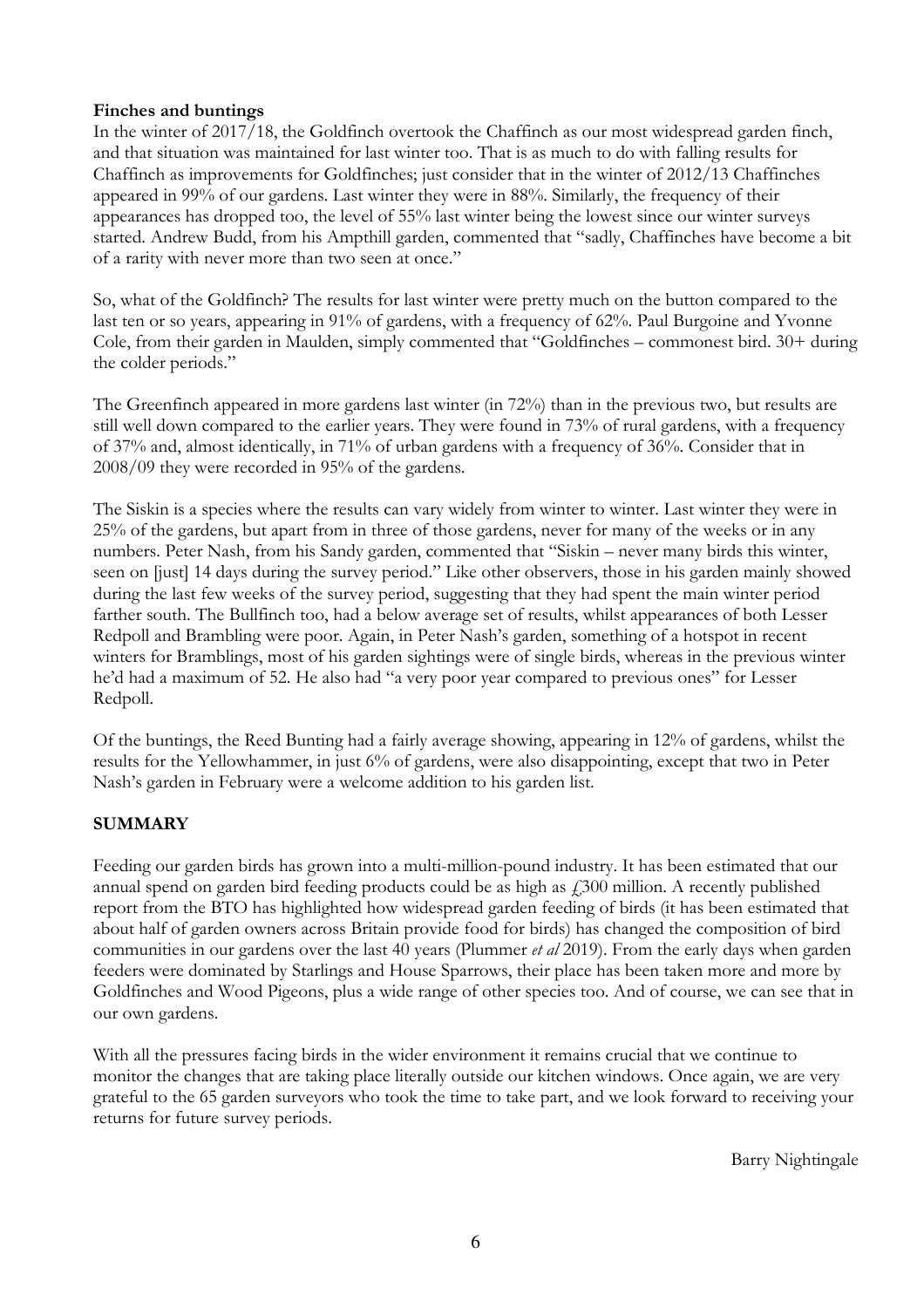**Finches and buntings**

In the winter of 2017/18, the Goldfinch overtook the Chaffinch as our most widespread garden finch, and that situation was maintained for last winter too. That is as much to do with falling results for Chaffinch as improvements for Goldfinches; just consider that in the winter of 2012/13 Chaffinches appeared in 99% of our gardens. Last winter they were in 88%. Similarly, the frequency of their appearances has dropped too, the level of 55% last winter being the lowest since our winter surveys started. Andrew Budd, from his Ampthill garden, commented that "sadly, Chaffinches have become a bit of a rarity with never more than two seen at once."

So, what of the Goldfinch? The results for last winter were pretty much on the button compared to the last ten or so years, appearing in 91% of gardens, with a frequency of 62%. Paul Burgoine and Yvonne Cole, from their garden in Maulden, simply commented that "Goldfinches – commonest bird. 30+ during the colder periods."

The Greenfinch appeared in more gardens last winter (in 72%) than in the previous two, but results are still well down compared to the earlier years. They were found in 73% of rural gardens, with a frequency of 37% and, almost identically, in 71% of urban gardens with a frequency of 36%. Consider that in 2008/09 they were recorded in 95% of the gardens.

The Siskin is a species where the results can vary widely from winter to winter. Last winter they were in 25% of the gardens, but apart from in three of those gardens, never for many of the weeks or in any numbers. Peter Nash, from his Sandy garden, commented that "Siskin – never many birds this winter, seen on [just] 14 days during the survey period." Like other observers, those in his garden mainly showed during the last few weeks of the survey period, suggesting that they had spent the main winter period farther south. The Bullfinch too, had a below average set of results, whilst appearances of both Lesser Redpoll and Brambling were poor. Again, in Peter Nash's garden, something of a hotspot in recent winters for Bramblings, most of his garden sightings were of single birds, whereas in the previous winter he'd had a maximum of 52. He also had "a very poor year compared to previous ones" for Lesser Redpoll.

Of the buntings, the Reed Bunting had a fairly average showing, appearing in 12% of gardens, whilst the results for the Yellowhammer, in just 6% of gardens, were also disappointing, except that two in Peter Nash's garden in February were a welcome addition to his garden list.

## SUMMARY

Feeding our garden birds has grown into a multi-million-pound industry. It has been estimated that our annual spend on garden bird feeding products could be as high as £300 million. A recently published report from the BTO has highlighted how widespread garden feeding of birds (it has been estimated that about half of garden owners across Britain provide food for birds) has changed the composition of bird communities in our gardens over the last 40 years (Plummer *et al* 2019). From the early days when garden feeders were dominated by Starlings and House Sparrows, their place has been taken more and more by Goldfinches and Wood Pigeons, plus a wide range of other species too. And of course, we can see that in our own gardens.

With all the pressures facing birds in the wider environment it remains crucial that we continue to monitor the changes that are taking place literally outside our kitchen windows. Once again, we are very grateful to the 65 garden surveyors who took the time to take part, and we look forward to receiving your returns for future survey periods.

Barry Nightingale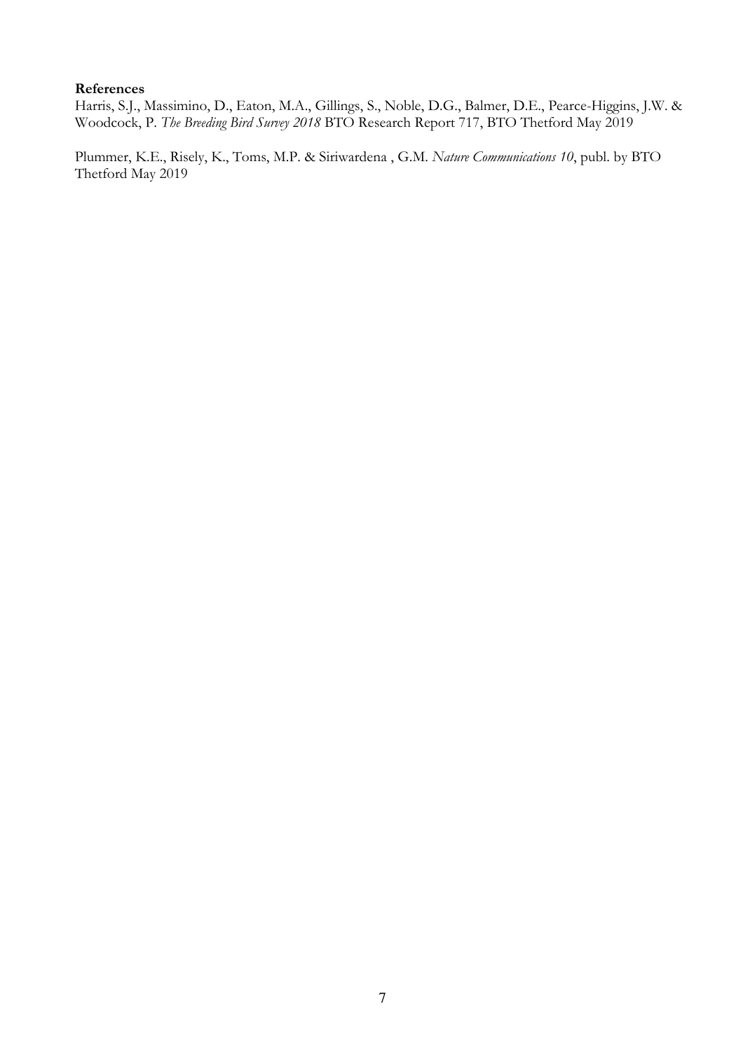**References**

Harris, S.J., Massimino, D., Eaton, M.A., Gillings, S., Noble, D.G., Balmer, D.E., Pearce-Higgins, J.W. & Woodcock, P. *The Breeding Bird Survey 2018* BTO Research Report 717, BTO Thetford May 2019

Plummer, K.E., Risely, K., Toms, M.P. & Siriwardena , G.M. *Nature Communications 10*, publ. by BTO Thetford May 2019